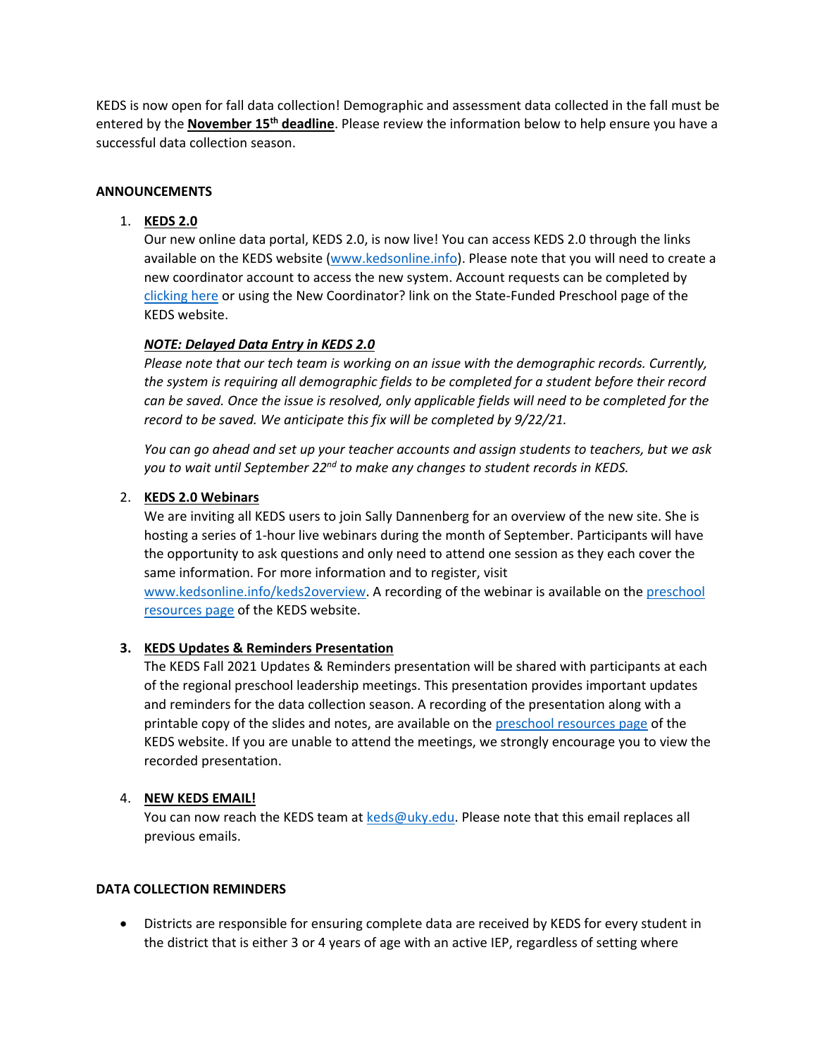KEDS is now open for fall data collection! Demographic and assessment data collected in the fall must be entered by the **November 15th deadline**. Please review the information below to help ensure you have a successful data collection season.

**ANNOUNCEMENTS**

1. **KEDS 2.0**
   Our new online data portal, KEDS 2.0, is now live! You can access KEDS 2.0 through the links available on the KEDS website (www.kedsonline.info). Please note that you will need to create a new coordinator account to access the new system. Account requests can be completed by clicking here or using the New Coordinator? link on the State-Funded Preschool page of the KEDS website.

   ***NOTE: Delayed Data Entry in KEDS 2.0***
   *Please note that our tech team is working on an issue with the demographic records. Currently, the system is requiring all demographic fields to be completed for a student before their record can be saved. Once the issue is resolved, only applicable fields will need to be completed for the record to be saved. We anticipate this fix will be completed by 9/22/21.*

   *You can go ahead and set up your teacher accounts and assign students to teachers, but we ask you to wait until September 22nd to make any changes to student records in KEDS.*

2. **KEDS 2.0 Webinars**
   We are inviting all KEDS users to join Sally Dannenberg for an overview of the new site. She is hosting a series of 1-hour live webinars during the month of September. Participants will have the opportunity to ask questions and only need to attend one session as they each cover the same information. For more information and to register, visit www.kedsonline.info/keds2overview. A recording of the webinar is available on the preschool resources page of the KEDS website.

3. **KEDS Updates & Reminders Presentation**
   The KEDS Fall 2021 Updates & Reminders presentation will be shared with participants at each of the regional preschool leadership meetings. This presentation provides important updates and reminders for the data collection season. A recording of the presentation along with a printable copy of the slides and notes, are available on the preschool resources page of the KEDS website. If you are unable to attend the meetings, we strongly encourage you to view the recorded presentation.

4. **NEW KEDS EMAIL!**
   You can now reach the KEDS team at keds@uky.edu. Please note that this email replaces all previous emails.

**DATA COLLECTION REMINDERS**

- Districts are responsible for ensuring complete data are received by KEDS for every student in the district that is either 3 or 4 years of age with an active IEP, regardless of setting where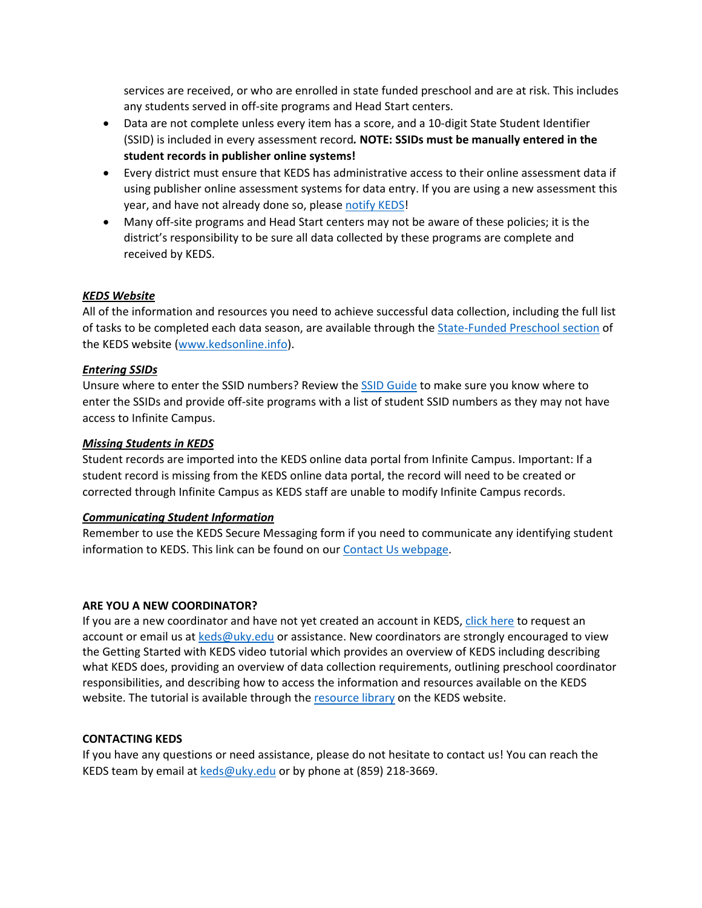services are received, or who are enrolled in state funded preschool and are at risk. This includes any students served in off-site programs and Head Start centers.

- Data are not complete unless every item has a score, and a 10-digit State Student Identifier (SSID) is included in every assessment record***.*** **NOTE: SSIDs must be manually entered in the student records in publisher online systems!**
- Every district must ensure that KEDS has administrative access to their online assessment data if using publisher online assessment systems for data entry. If you are using a new assessment this year, and have not already done so, please notify KEDS!
- Many off-site programs and Head Start centers may not be aware of these policies; it is the district's responsibility to be sure all data collected by these programs are complete and received by KEDS.

***KEDS Website***

All of the information and resources you need to achieve successful data collection, including the full list of tasks to be completed each data season, are available through the State-Funded Preschool section of the KEDS website (www.kedsonline.info).

***Entering SSIDs***

Unsure where to enter the SSID numbers? Review the SSID Guide to make sure you know where to enter the SSIDs and provide off-site programs with a list of student SSID numbers as they may not have access to Infinite Campus.

***Missing Students in KEDS***

Student records are imported into the KEDS online data portal from Infinite Campus. Important: If a student record is missing from the KEDS online data portal, the record will need to be created or corrected through Infinite Campus as KEDS staff are unable to modify Infinite Campus records.

***Communicating Student Information***

Remember to use the KEDS Secure Messaging form if you need to communicate any identifying student information to KEDS. This link can be found on our Contact Us webpage.

**ARE YOU A NEW COORDINATOR?**

If you are a new coordinator and have not yet created an account in KEDS, click here to request an account or email us at keds@uky.edu or assistance. New coordinators are strongly encouraged to view the Getting Started with KEDS video tutorial which provides an overview of KEDS including describing what KEDS does, providing an overview of data collection requirements, outlining preschool coordinator responsibilities, and describing how to access the information and resources available on the KEDS website. The tutorial is available through the resource library on the KEDS website.

**CONTACTING KEDS**

If you have any questions or need assistance, please do not hesitate to contact us! You can reach the KEDS team by email at keds@uky.edu or by phone at (859) 218-3669.